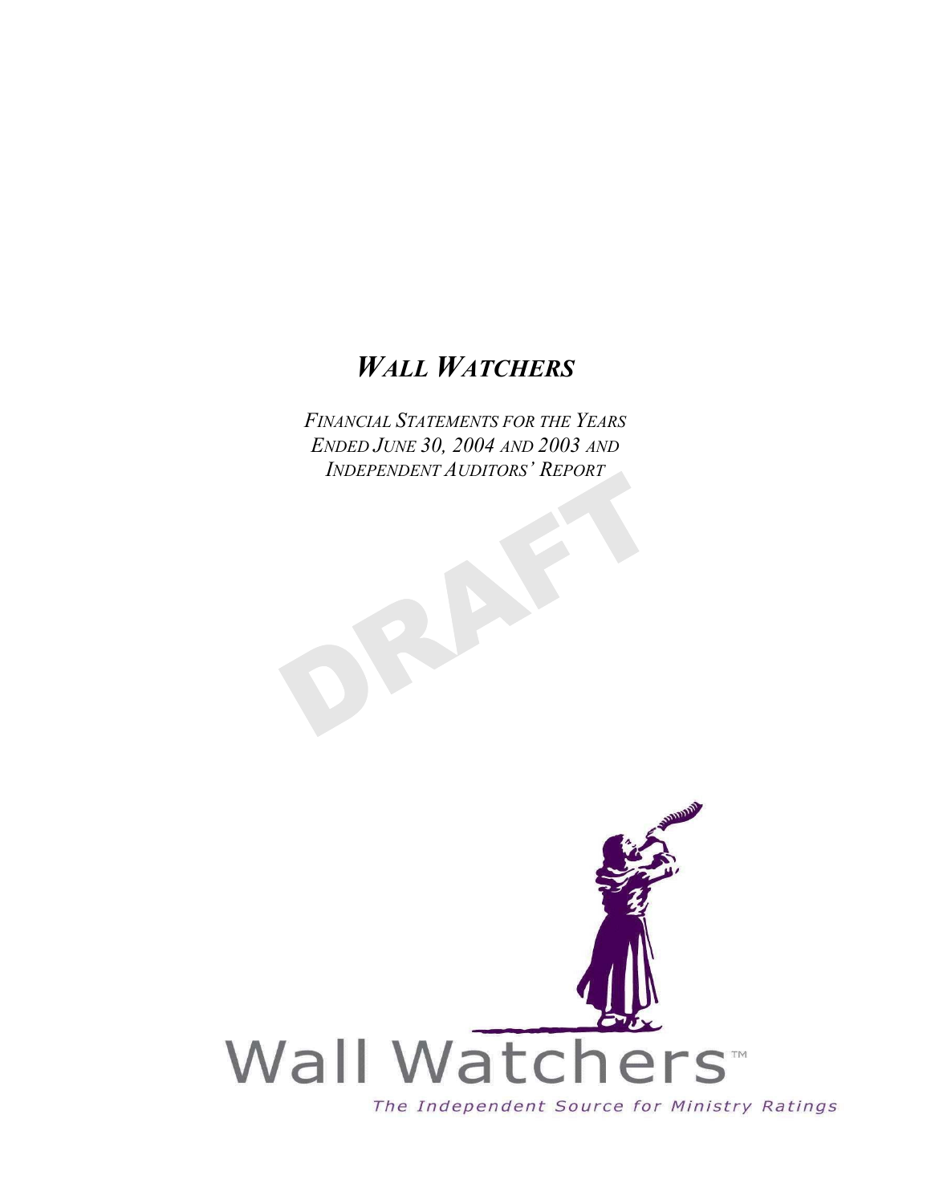# *WALL WATCHERS*

*FINANCIAL STATEMENTS FOR THE YEARS ENDED JUNE 30, 2004 AND 2003 AND INDEPENDENT AUDITORS' REPORT*

DRAFT

Wall Watchers™

*The Independent Source for Ministry Ratings*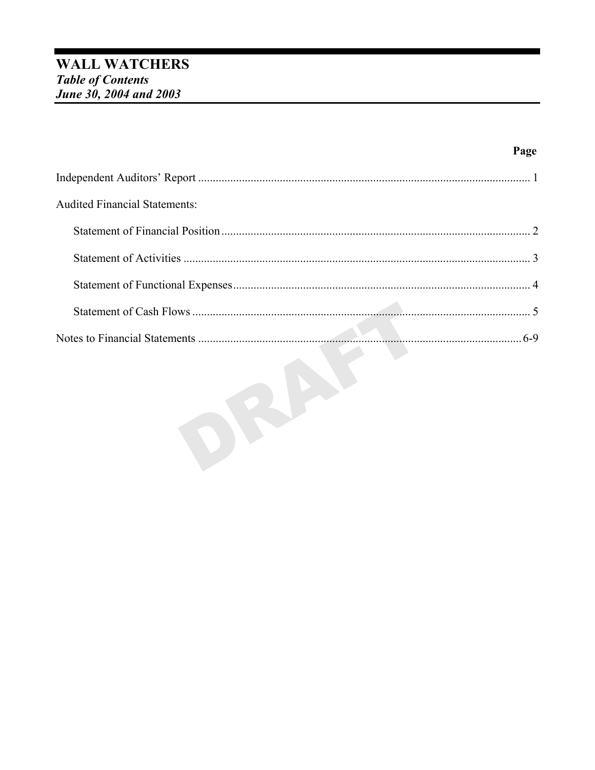# WALL WATCHERS

***Table of Contents***

***June 30, 2004 and 2003***

| | Page |
|---|---|
| Independent Auditors' Report | 1 |
| Audited Financial Statements: | |
| Statement of Financial Position | 2 |
| Statement of Activities | 3 |
| Statement of Functional Expenses | 4 |
| Statement of Cash Flows | 5 |
| Notes to Financial Statements | 6-9 |

DRAFT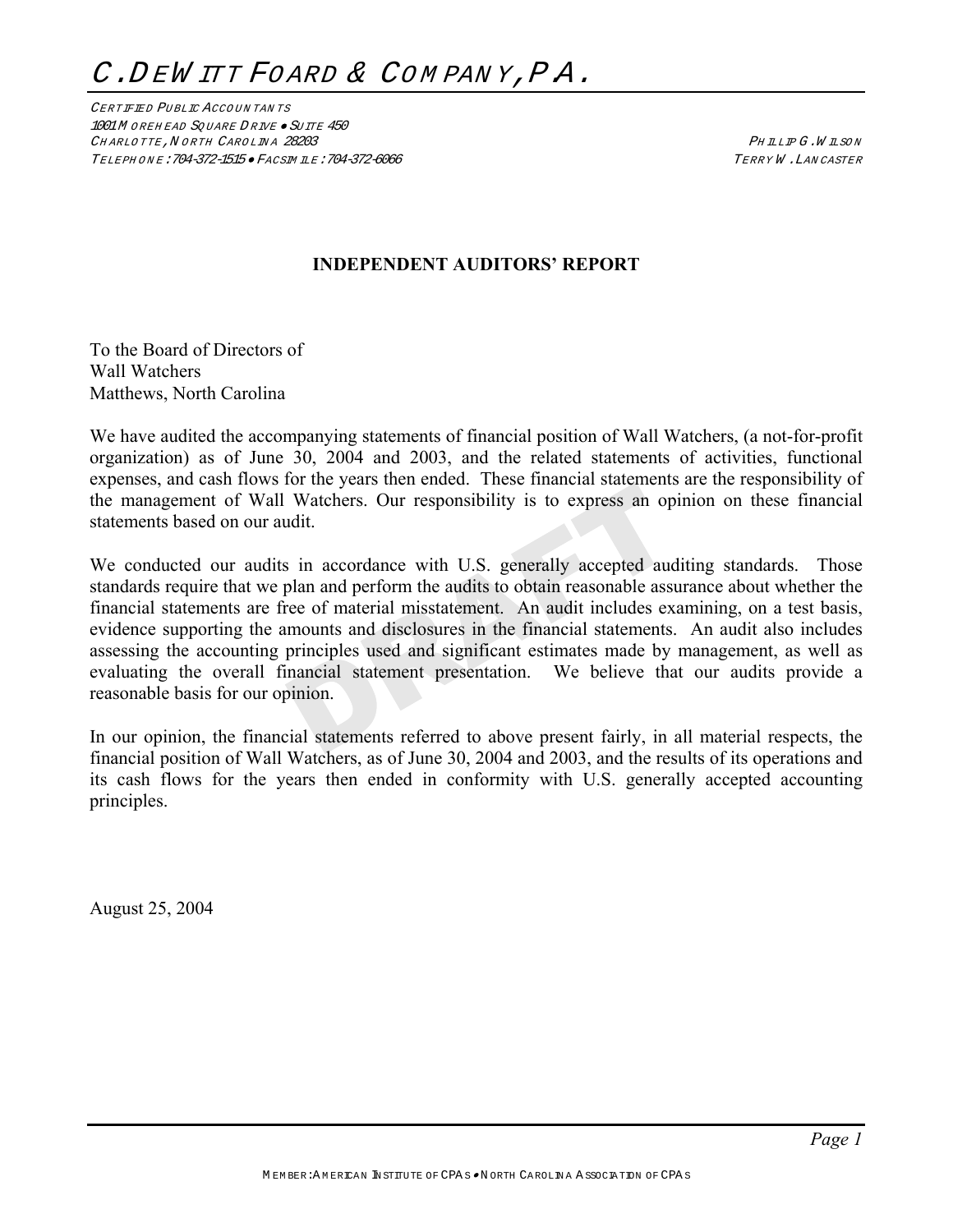# C. DeWitt Foard & Company, P.A.

Certified Public Accountants
1001 Morehead Square Drive • Suite 450
Charlotte, North Carolina 28203
Telephone: 704-372-1515 • Facsimile: 704-372-6066

Phillip G. Wilson
Terry W. Lancaster

**INDEPENDENT AUDITORS' REPORT**

To the Board of Directors of
Wall Watchers
Matthews, North Carolina

We have audited the accompanying statements of financial position of Wall Watchers, (a not-for-profit organization) as of June 30, 2004 and 2003, and the related statements of activities, functional expenses, and cash flows for the years then ended. These financial statements are the responsibility of the management of Wall Watchers. Our responsibility is to express an opinion on these financial statements based on our audit.

We conducted our audits in accordance with U.S. generally accepted auditing standards. Those standards require that we plan and perform the audits to obtain reasonable assurance about whether the financial statements are free of material misstatement. An audit includes examining, on a test basis, evidence supporting the amounts and disclosures in the financial statements. An audit also includes assessing the accounting principles used and significant estimates made by management, as well as evaluating the overall financial statement presentation. We believe that our audits provide a reasonable basis for our opinion.

In our opinion, the financial statements referred to above present fairly, in all material respects, the financial position of Wall Watchers, as of June 30, 2004 and 2003, and the results of its operations and its cash flows for the years then ended in conformity with U.S. generally accepted accounting principles.

August 25, 2004

Member: American Institute of CPAs • North Carolina Association of CPAs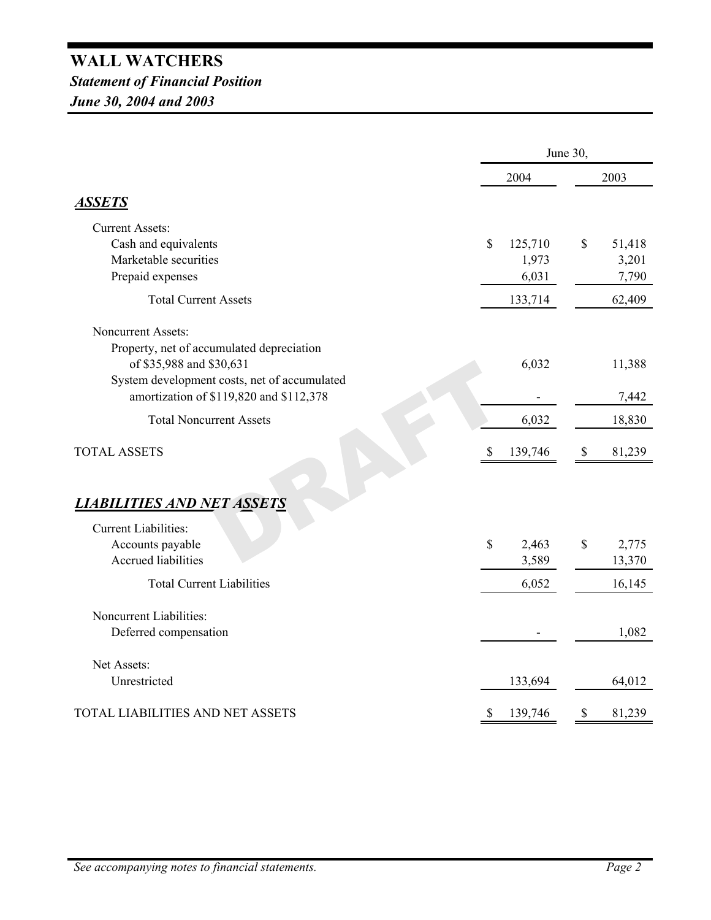# WALL WATCHERS

## *Statement of Financial Position*

## *June 30, 2004 and 2003*

| | June 30, | |
|---|---|---|
| | 2004 | 2003 |
| ***ASSETS*** | | |
| Current Assets: | | |
| Cash and equivalents | $ 125,710 | $ 51,418 |
| Marketable securities | 1,973 | 3,201 |
| Prepaid expenses | 6,031 | 7,790 |
| Total Current Assets | 133,714 | 62,409 |
| Noncurrent Assets: | | |
| Property, net of accumulated depreciation of $35,988 and $30,631 | 6,032 | 11,388 |
| System development costs, net of accumulated amortization of $119,820 and $112,378 | - | 7,442 |
| Total Noncurrent Assets | 6,032 | 18,830 |
| TOTAL ASSETS | $ 139,746 | $ 81,239 |
| ***LIABILITIES AND NET ASSETS*** | | |
| Current Liabilities: | | |
| Accounts payable | $ 2,463 | $ 2,775 |
| Accrued liabilities | 3,589 | 13,370 |
| Total Current Liabilities | 6,052 | 16,145 |
| Noncurrent Liabilities: | | |
| Deferred compensation | - | 1,082 |
| Net Assets: | | |
| Unrestricted | 133,694 | 64,012 |
| TOTAL LIABILITIES AND NET ASSETS | $ 139,746 | $ 81,239 |

DRAFT

*See accompanying notes to financial statements.*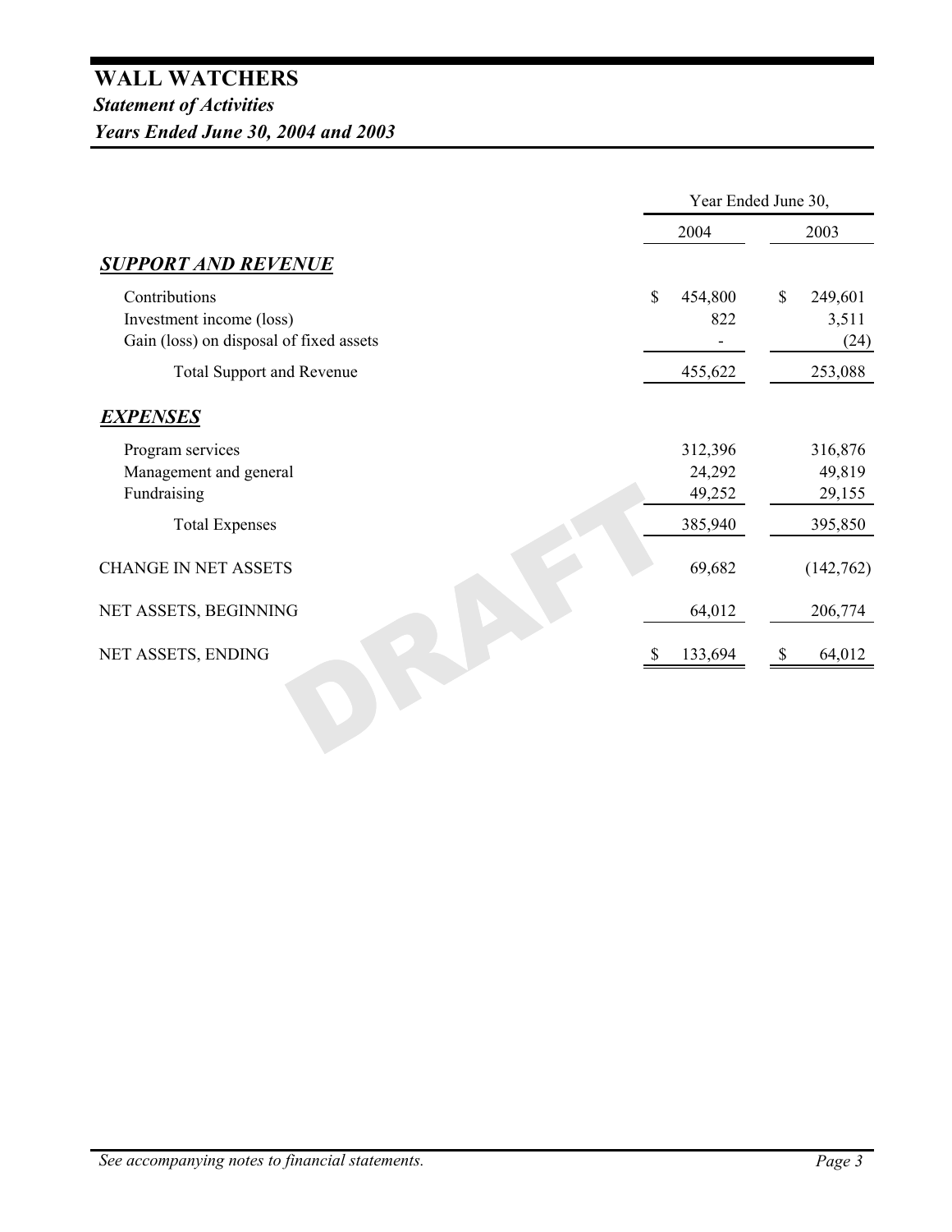# WALL WATCHERS

## *Statement of Activities*

## *Years Ended June 30, 2004 and 2003*

| | Year Ended June 30, | |
|---|---|---|
| | 2004 | 2003 |
| ***SUPPORT AND REVENUE*** | | |
| Contributions | $ 454,800 | $ 249,601 |
| Investment income (loss) | 822 | 3,511 |
| Gain (loss) on disposal of fixed assets | - | (24) |
| Total Support and Revenue | 455,622 | 253,088 |
| ***EXPENSES*** | | |
| Program services | 312,396 | 316,876 |
| Management and general | 24,292 | 49,819 |
| Fundraising | 49,252 | 29,155 |
| Total Expenses | 385,940 | 395,850 |
| CHANGE IN NET ASSETS | 69,682 | (142,762) |
| NET ASSETS, BEGINNING | 64,012 | 206,774 |
| NET ASSETS, ENDING | $ 133,694 | $ 64,012 |

DRAFT

*See accompanying notes to financial statements.*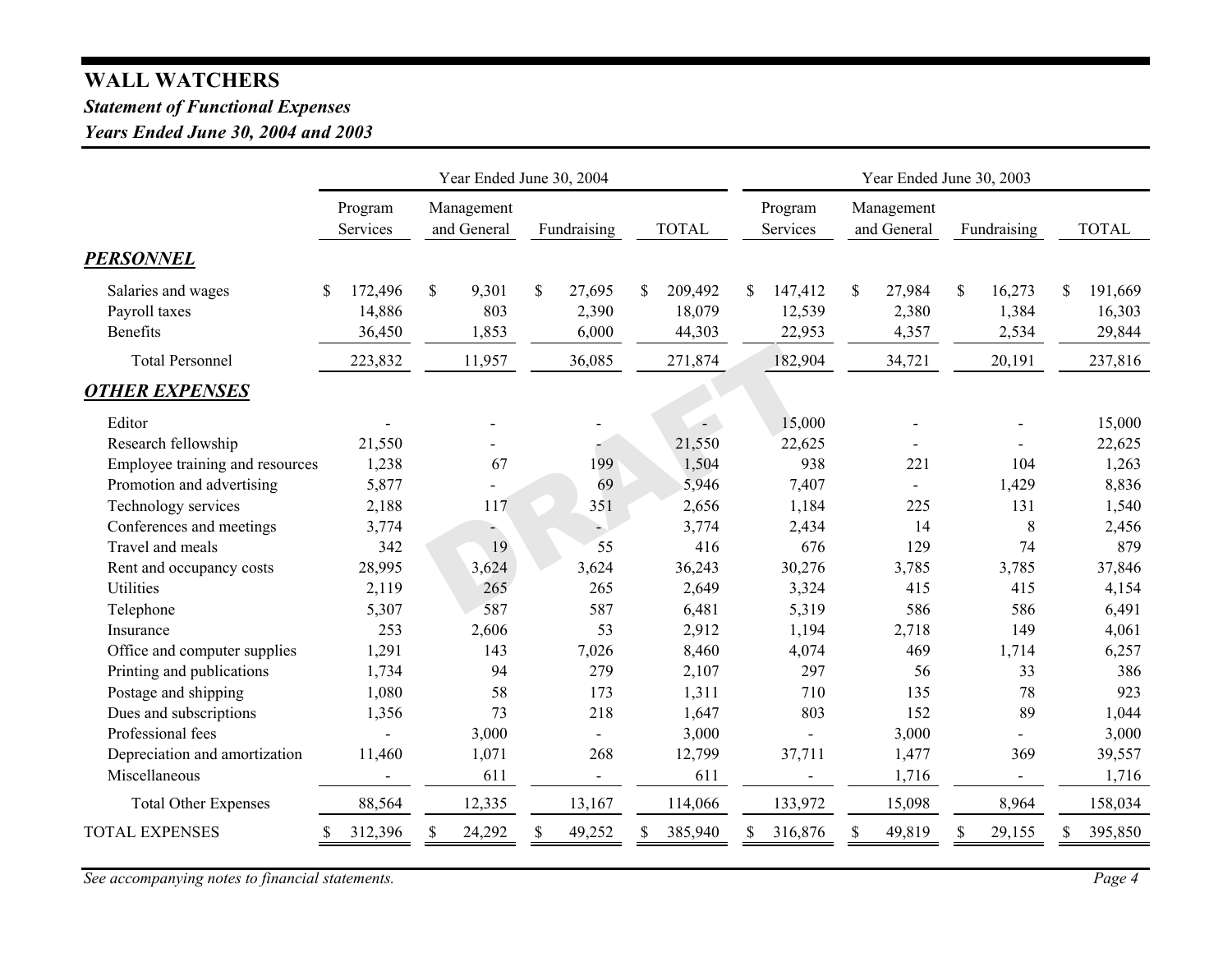# WALL WATCHERS

***Statement of Functional Expenses***

***Years Ended June 30, 2004 and 2003***

| | Year Ended June 30, 2004 | | | | Year Ended June 30, 2003 | | | |
|---|---|---|---|---|---|---|---|---|
| | Program Services | Management and General | Fundraising | TOTAL | Program Services | Management and General | Fundraising | TOTAL |
| ***PERSONNEL*** | | | | | | | | |
| Salaries and wages | $ 172,496 | $ 9,301 | $ 27,695 | $ 209,492 | $ 147,412 | $ 27,984 | $ 16,273 | $ 191,669 |
| Payroll taxes | 14,886 | 803 | 2,390 | 18,079 | 12,539 | 2,380 | 1,384 | 16,303 |
| Benefits | 36,450 | 1,853 | 6,000 | 44,303 | 22,953 | 4,357 | 2,534 | 29,844 |
| Total Personnel | 223,832 | 11,957 | 36,085 | 271,874 | 182,904 | 34,721 | 20,191 | 237,816 |
| ***OTHER EXPENSES*** | | | | | | | | |
| Editor | - | - | - | - | 15,000 | - | - | 15,000 |
| Research fellowship | 21,550 | - | - | 21,550 | 22,625 | - | - | 22,625 |
| Employee training and resources | 1,238 | 67 | 199 | 1,504 | 938 | 221 | 104 | 1,263 |
| Promotion and advertising | 5,877 | - | 69 | 5,946 | 7,407 | - | 1,429 | 8,836 |
| Technology services | 2,188 | 117 | 351 | 2,656 | 1,184 | 225 | 131 | 1,540 |
| Conferences and meetings | 3,774 | - | - | 3,774 | 2,434 | 14 | 8 | 2,456 |
| Travel and meals | 342 | 19 | 55 | 416 | 676 | 129 | 74 | 879 |
| Rent and occupancy costs | 28,995 | 3,624 | 3,624 | 36,243 | 30,276 | 3,785 | 3,785 | 37,846 |
| Utilities | 2,119 | 265 | 265 | 2,649 | 3,324 | 415 | 415 | 4,154 |
| Telephone | 5,307 | 587 | 587 | 6,481 | 5,319 | 586 | 586 | 6,491 |
| Insurance | 253 | 2,606 | 53 | 2,912 | 1,194 | 2,718 | 149 | 4,061 |
| Office and computer supplies | 1,291 | 143 | 7,026 | 8,460 | 4,074 | 469 | 1,714 | 6,257 |
| Printing and publications | 1,734 | 94 | 279 | 2,107 | 297 | 56 | 33 | 386 |
| Postage and shipping | 1,080 | 58 | 173 | 1,311 | 710 | 135 | 78 | 923 |
| Dues and subscriptions | 1,356 | 73 | 218 | 1,647 | 803 | 152 | 89 | 1,044 |
| Professional fees | - | 3,000 | - | 3,000 | - | 3,000 | - | 3,000 |
| Depreciation and amortization | 11,460 | 1,071 | 268 | 12,799 | 37,711 | 1,477 | 369 | 39,557 |
| Miscellaneous | - | 611 | - | 611 | - | 1,716 | - | 1,716 |
| Total Other Expenses | 88,564 | 12,335 | 13,167 | 114,066 | 133,972 | 15,098 | 8,964 | 158,034 |
| TOTAL EXPENSES | $ 312,396 | $ 24,292 | $ 49,252 | $ 385,940 | $ 316,876 | $ 49,819 | $ 29,155 | $ 395,850 |

*See accompanying notes to financial statements.*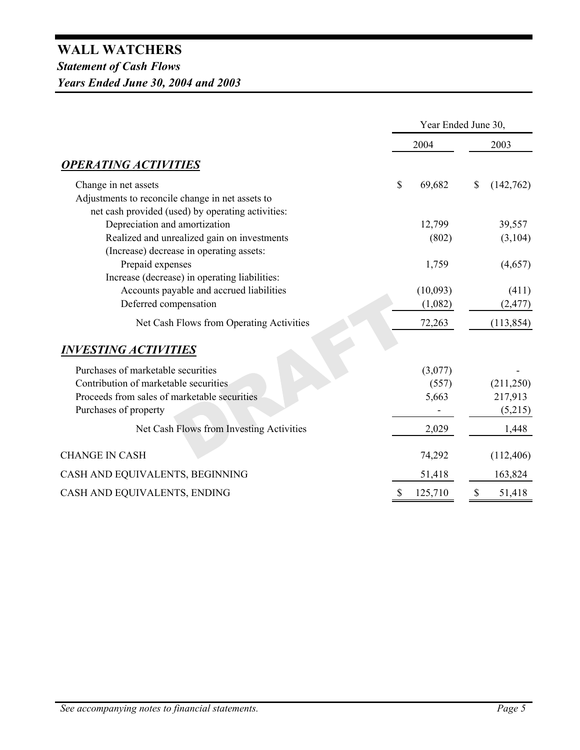# WALL WATCHERS

## *Statement of Cash Flows*

## *Years Ended June 30, 2004 and 2003*

| | Year Ended June 30, | |
|---|---|---|
| | 2004 | 2003 |
| ***OPERATING ACTIVITIES*** | | |
| Change in net assets | $ 69,682 | $ (142,762) |
| Adjustments to reconcile change in net assets to net cash provided (used) by operating activities: | | |
| Depreciation and amortization | 12,799 | 39,557 |
| Realized and unrealized gain on investments | (802) | (3,104) |
| (Increase) decrease in operating assets: | | |
| Prepaid expenses | 1,759 | (4,657) |
| Increase (decrease) in operating liabilities: | | |
| Accounts payable and accrued liabilities | (10,093) | (411) |
| Deferred compensation | (1,082) | (2,477) |
| Net Cash Flows from Operating Activities | 72,263 | (113,854) |
| ***INVESTING ACTIVITIES*** | | |
| Purchases of marketable securities | (3,077) | - |
| Contribution of marketable securities | (557) | (211,250) |
| Proceeds from sales of marketable securities | 5,663 | 217,913 |
| Purchases of property | - | (5,215) |
| Net Cash Flows from Investing Activities | 2,029 | 1,448 |
| CHANGE IN CASH | 74,292 | (112,406) |
| CASH AND EQUIVALENTS, BEGINNING | 51,418 | 163,824 |
| CASH AND EQUIVALENTS, ENDING | $ 125,710 | $ 51,418 |

*See accompanying notes to financial statements.*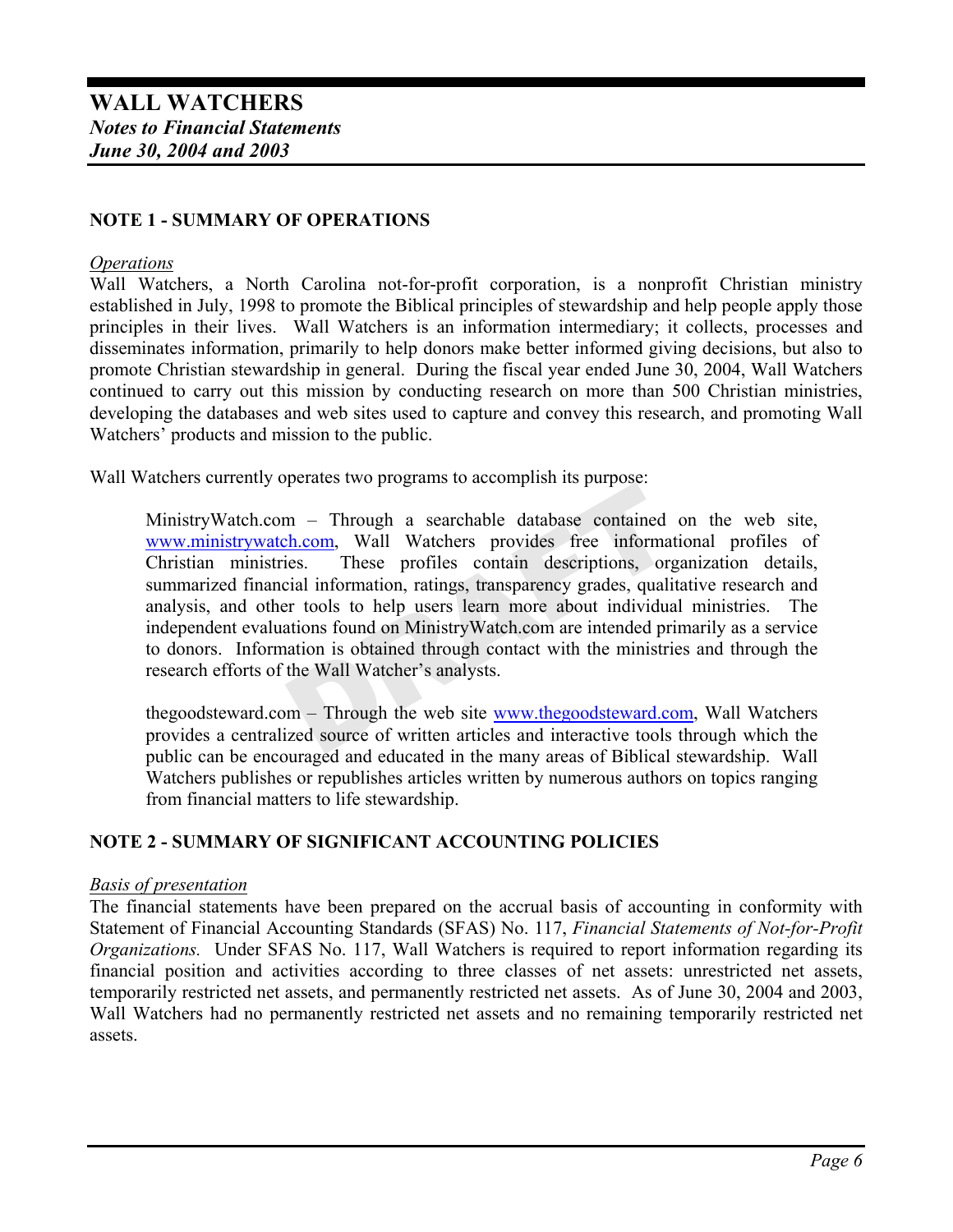# WALL WATCHERS

***Notes to Financial Statements***
***June 30, 2004 and 2003***

## NOTE 1 - SUMMARY OF OPERATIONS

*Operations*

Wall Watchers, a North Carolina not-for-profit corporation, is a nonprofit Christian ministry established in July, 1998 to promote the Biblical principles of stewardship and help people apply those principles in their lives. Wall Watchers is an information intermediary; it collects, processes and disseminates information, primarily to help donors make better informed giving decisions, but also to promote Christian stewardship in general. During the fiscal year ended June 30, 2004, Wall Watchers continued to carry out this mission by conducting research on more than 500 Christian ministries, developing the databases and web sites used to capture and convey this research, and promoting Wall Watchers' products and mission to the public.

Wall Watchers currently operates two programs to accomplish its purpose:

> MinistryWatch.com – Through a searchable database contained on the web site, www.ministrywatch.com, Wall Watchers provides free informational profiles of Christian ministries. These profiles contain descriptions, organization details, summarized financial information, ratings, transparency grades, qualitative research and analysis, and other tools to help users learn more about individual ministries. The independent evaluations found on MinistryWatch.com are intended primarily as a service to donors. Information is obtained through contact with the ministries and through the research efforts of the Wall Watcher's analysts.
>
> thegoodsteward.com – Through the web site www.thegoodsteward.com, Wall Watchers provides a centralized source of written articles and interactive tools through which the public can be encouraged and educated in the many areas of Biblical stewardship. Wall Watchers publishes or republishes articles written by numerous authors on topics ranging from financial matters to life stewardship.

## NOTE 2 - SUMMARY OF SIGNIFICANT ACCOUNTING POLICIES

*Basis of presentation*

The financial statements have been prepared on the accrual basis of accounting in conformity with Statement of Financial Accounting Standards (SFAS) No. 117, *Financial Statements of Not-for-Profit Organizations.* Under SFAS No. 117, Wall Watchers is required to report information regarding its financial position and activities according to three classes of net assets: unrestricted net assets, temporarily restricted net assets, and permanently restricted net assets. As of June 30, 2004 and 2003, Wall Watchers had no permanently restricted net assets and no remaining temporarily restricted net assets.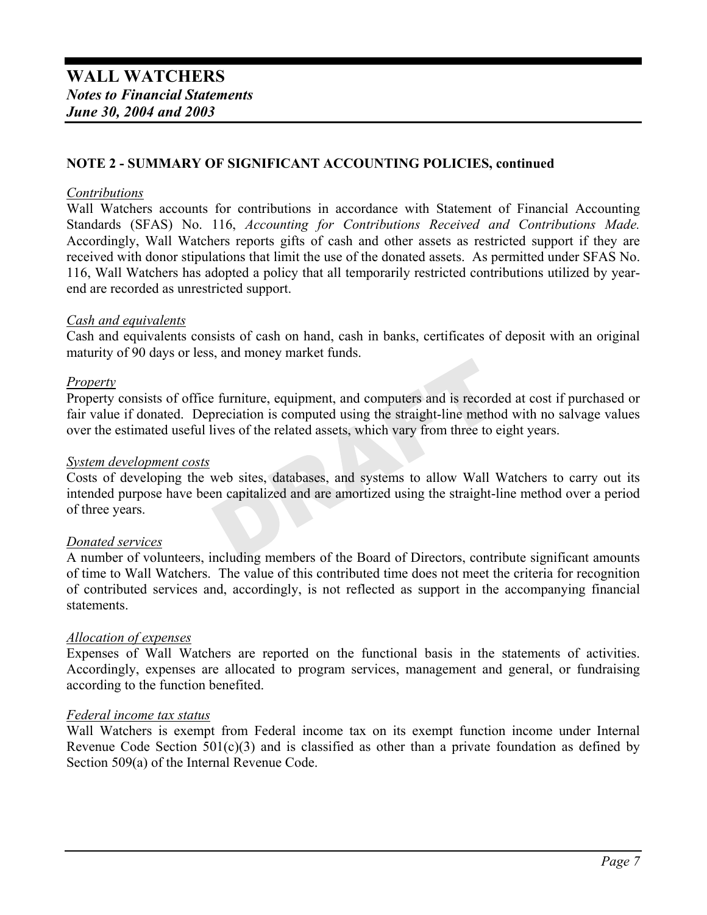## NOTE 2 - SUMMARY OF SIGNIFICANT ACCOUNTING POLICIES, continued

### Contributions

Wall Watchers accounts for contributions in accordance with Statement of Financial Accounting Standards (SFAS) No. 116, *Accounting for Contributions Received and Contributions Made.* Accordingly, Wall Watchers reports gifts of cash and other assets as restricted support if they are received with donor stipulations that limit the use of the donated assets. As permitted under SFAS No. 116, Wall Watchers has adopted a policy that all temporarily restricted contributions utilized by year-end are recorded as unrestricted support.

### Cash and equivalents

Cash and equivalents consists of cash on hand, cash in banks, certificates of deposit with an original maturity of 90 days or less, and money market funds.

### Property

Property consists of office furniture, equipment, and computers and is recorded at cost if purchased or fair value if donated. Depreciation is computed using the straight-line method with no salvage values over the estimated useful lives of the related assets, which vary from three to eight years.

### System development costs

Costs of developing the web sites, databases, and systems to allow Wall Watchers to carry out its intended purpose have been capitalized and are amortized using the straight-line method over a period of three years.

### Donated services

A number of volunteers, including members of the Board of Directors, contribute significant amounts of time to Wall Watchers. The value of this contributed time does not meet the criteria for recognition of contributed services and, accordingly, is not reflected as support in the accompanying financial statements.

### Allocation of expenses

Expenses of Wall Watchers are reported on the functional basis in the statements of activities. Accordingly, expenses are allocated to program services, management and general, or fundraising according to the function benefited.

### Federal income tax status

Wall Watchers is exempt from Federal income tax on its exempt function income under Internal Revenue Code Section 501(c)(3) and is classified as other than a private foundation as defined by Section 509(a) of the Internal Revenue Code.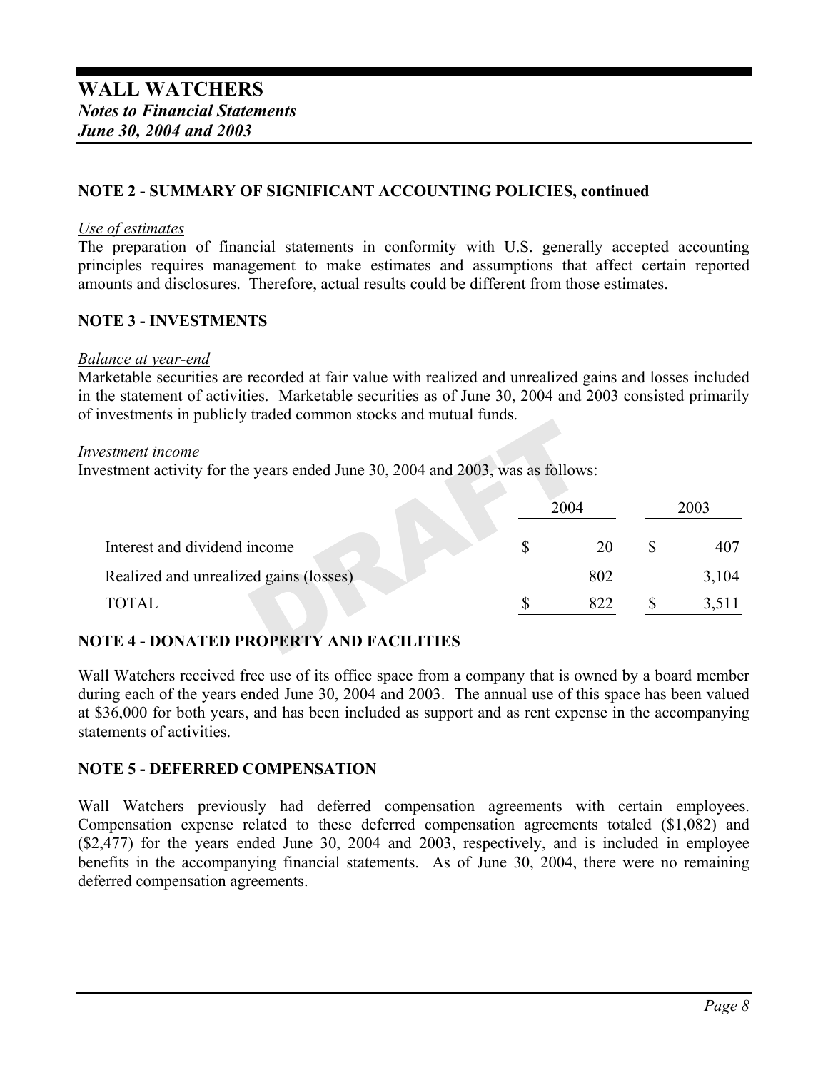### NOTE 2 - SUMMARY OF SIGNIFICANT ACCOUNTING POLICIES, continued

*Use of estimates*
The preparation of financial statements in conformity with U.S. generally accepted accounting principles requires management to make estimates and assumptions that affect certain reported amounts and disclosures. Therefore, actual results could be different from those estimates.

### NOTE 3 - INVESTMENTS

*Balance at year-end*
Marketable securities are recorded at fair value with realized and unrealized gains and losses included in the statement of activities. Marketable securities as of June 30, 2004 and 2003 consisted primarily of investments in publicly traded common stocks and mutual funds.

*Investment income*
Investment activity for the years ended June 30, 2004 and 2003, was as follows:

| | 2004 | 2003 |
|---|---|---|
| Interest and dividend income | $ 20 | $ 407 |
| Realized and unrealized gains (losses) | 802 | 3,104 |
| TOTAL | $ 822 | $ 3,511 |

### NOTE 4 - DONATED PROPERTY AND FACILITIES

Wall Watchers received free use of its office space from a company that is owned by a board member during each of the years ended June 30, 2004 and 2003. The annual use of this space has been valued at $36,000 for both years, and has been included as support and as rent expense in the accompanying statements of activities.

### NOTE 5 - DEFERRED COMPENSATION

Wall Watchers previously had deferred compensation agreements with certain employees. Compensation expense related to these deferred compensation agreements totaled ($1,082) and ($2,477) for the years ended June 30, 2004 and 2003, respectively, and is included in employee benefits in the accompanying financial statements. As of June 30, 2004, there were no remaining deferred compensation agreements.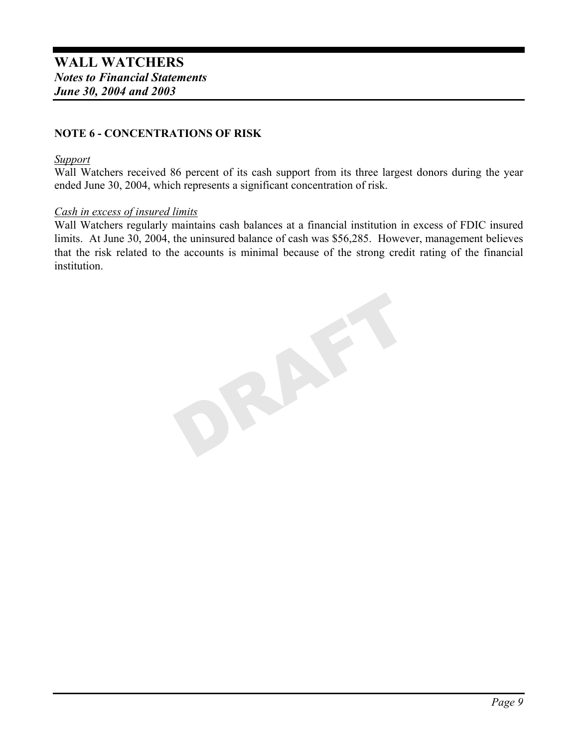## NOTE 6 - CONCENTRATIONS OF RISK

*Support*

Wall Watchers received 86 percent of its cash support from its three largest donors during the year ended June 30, 2004, which represents a significant concentration of risk.

*Cash in excess of insured limits*

Wall Watchers regularly maintains cash balances at a financial institution in excess of FDIC insured limits. At June 30, 2004, the uninsured balance of cash was $56,285. However, management believes that the risk related to the accounts is minimal because of the strong credit rating of the financial institution.